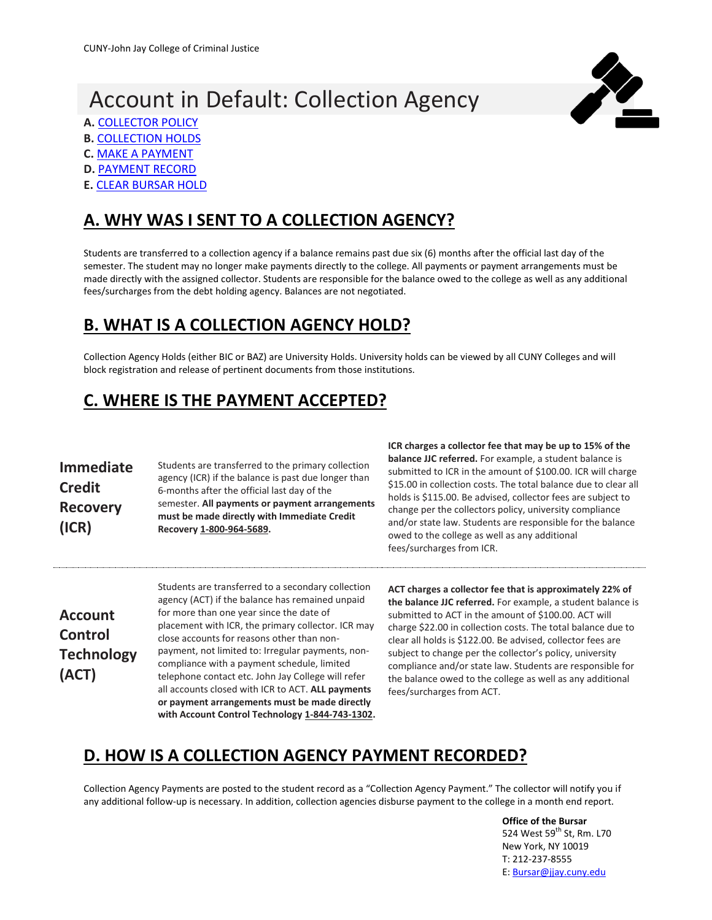CUNY-John Jay College of Criminal Justice

# Account in Default: Collection Agency

**A.** [COLLECTOR POLICY]
**B.** [COLLECTION HOLDS]
**C.** [MAKE A PAYMENT]
**D.** [PAYMENT RECORD]
**E.** [CLEAR BURSAR HOLD]

## A. WHY WAS I SENT TO A COLLECTION AGENCY?

Students are transferred to a collection agency if a balance remains past due six (6) months after the official last day of the semester. The student may no longer make payments directly to the college. All payments or payment arrangements must be made directly with the assigned collector. Students are responsible for the balance owed to the college as well as any additional fees/surcharges from the debt holding agency. Balances are not negotiated.

## B. WHAT IS A COLLECTION AGENCY HOLD?

Collection Agency Holds (either BIC or BAZ) are University Holds. University holds can be viewed by all CUNY Colleges and will block registration and release of pertinent documents from those institutions.

## C. WHERE IS THE PAYMENT ACCEPTED?

### Immediate Credit Recovery (ICR)

Students are transferred to the primary collection agency (ICR) if the balance is past due longer than 6-months after the official last day of the semester. **All payments or payment arrangements must be made directly with Immediate Credit Recovery 1-800-964-5689.**

**ICR charges a collector fee that may be up to 15% of the balance JJC referred.** For example, a student balance is submitted to ICR in the amount of $100.00. ICR will charge $15.00 in collection costs. The total balance due to clear all holds is $115.00. Be advised, collector fees are subject to change per the collectors policy, university compliance and/or state law. Students are responsible for the balance owed to the college as well as any additional fees/surcharges from ICR.

---

### Account Control Technology (ACT)

Students are transferred to a secondary collection agency (ACT) if the balance has remained unpaid for more than one year since the date of placement with ICR, the primary collector. ICR may close accounts for reasons other than non-payment, not limited to: Irregular payments, non-compliance with a payment schedule, limited telephone contact etc. John Jay College will refer all accounts closed with ICR to ACT. **ALL payments or payment arrangements must be made directly with Account Control Technology 1-844-743-1302.**

**ACT charges a collector fee that is approximately 22% of the balance JJC referred.** For example, a student balance is submitted to ACT in the amount of $100.00. ACT will charge $22.00 in collection costs. The total balance due to clear all holds is $122.00. Be advised, collector fees are subject to change per the collector's policy, university compliance and/or state law. Students are responsible for the balance owed to the college as well as any additional fees/surcharges from ACT.

## D. HOW IS A COLLECTION AGENCY PAYMENT RECORDED?

Collection Agency Payments are posted to the student record as a "Collection Agency Payment." The collector will notify you if any additional follow-up is necessary. In addition, collection agencies disburse payment to the college in a month end report.

**Office of the Bursar**
524 West 59th St, Rm. L70
New York, NY 10019
T: 212-237-8555
E: Bursar@jjay.cuny.edu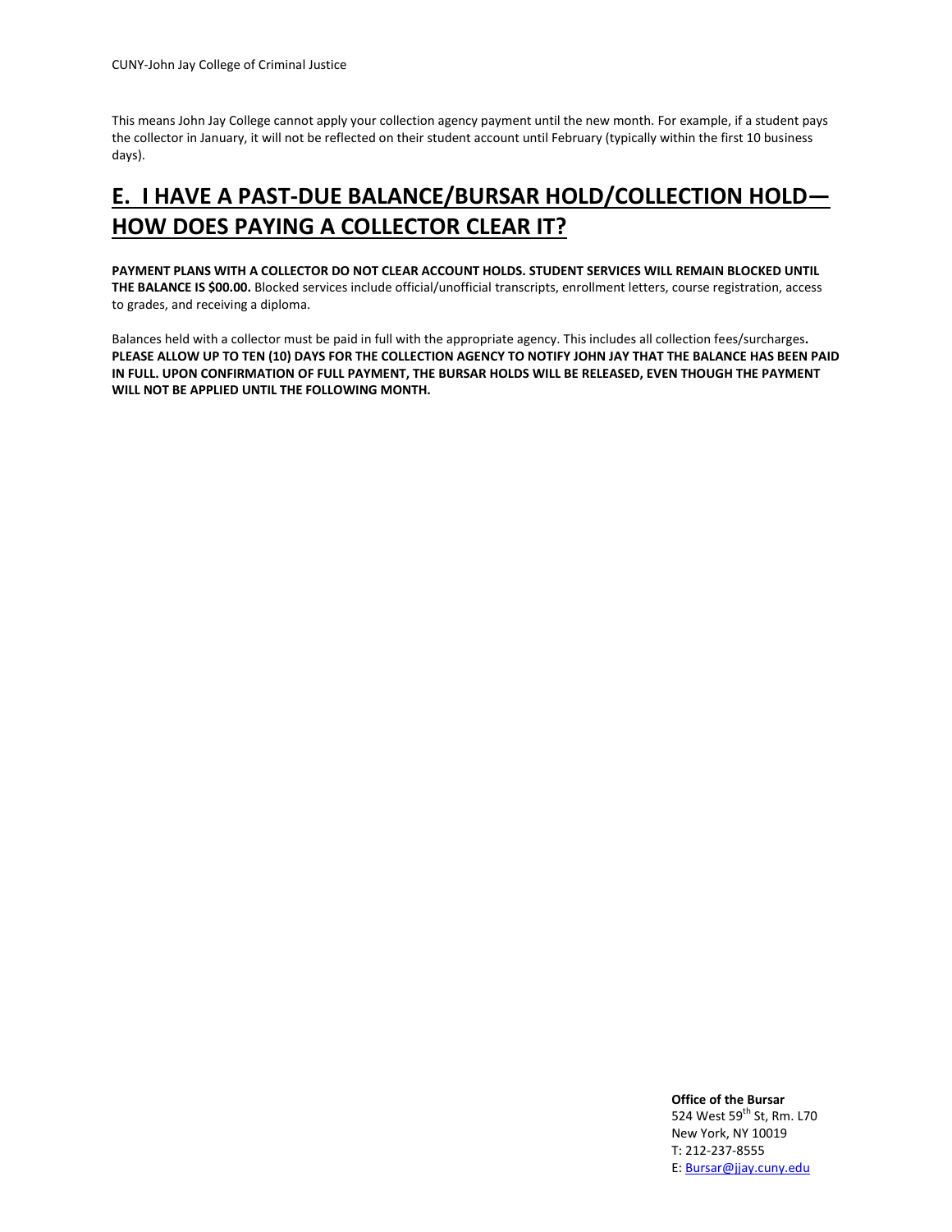This means John Jay College cannot apply your collection agency payment until the new month. For example, if a student pays the collector in January, it will not be reflected on their student account until February (typically within the first 10 business days).

## E. I HAVE A PAST-DUE BALANCE/BURSAR HOLD/COLLECTION HOLD—HOW DOES PAYING A COLLECTOR CLEAR IT?

**PAYMENT PLANS WITH A COLLECTOR DO NOT CLEAR ACCOUNT HOLDS. STUDENT SERVICES WILL REMAIN BLOCKED UNTIL THE BALANCE IS $00.00.** Blocked services include official/unofficial transcripts, enrollment letters, course registration, access to grades, and receiving a diploma.

Balances held with a collector must be paid in full with the appropriate agency. This includes all collection fees/surcharges**. PLEASE ALLOW UP TO TEN (10) DAYS FOR THE COLLECTION AGENCY TO NOTIFY JOHN JAY THAT THE BALANCE HAS BEEN PAID IN FULL. UPON CONFIRMATION OF FULL PAYMENT, THE BURSAR HOLDS WILL BE RELEASED, EVEN THOUGH THE PAYMENT WILL NOT BE APPLIED UNTIL THE FOLLOWING MONTH.**

**Office of the Bursar**
524 West 59th St, Rm. L70
New York, NY 10019
T: 212-237-8555
E: Bursar@jjay.cuny.edu